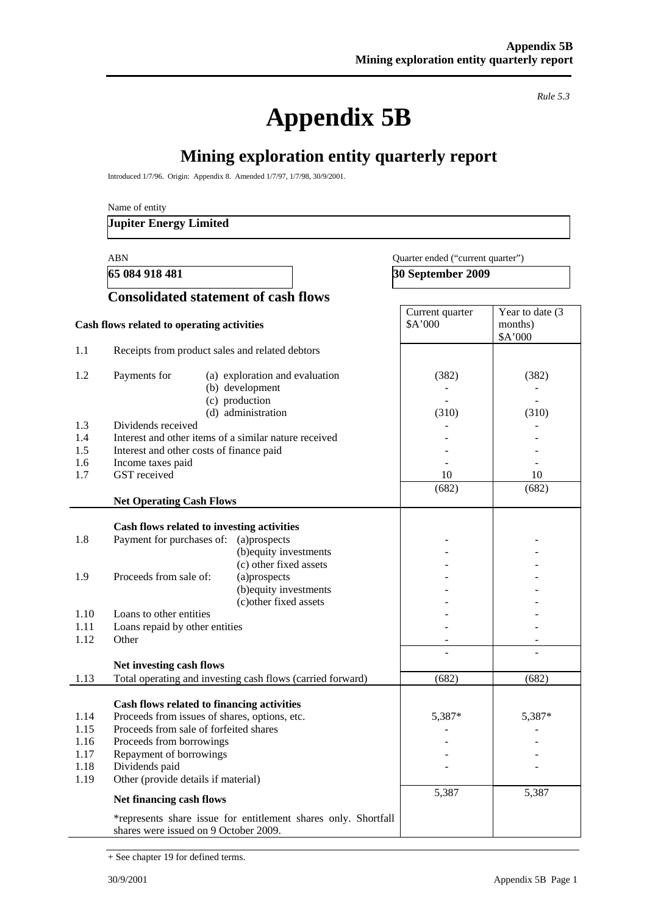*Rule 5.3*

# Appendix 5B

## Mining exploration entity quarterly report

Introduced 1/7/96. Origin: Appendix 8. Amended 1/7/97, 1/7/98, 30/9/2001.

Name of entity

**Jupiter Energy Limited**

| ABN | Quarter ended ("current quarter") |
|---|---|
| **65 084 918 481** | **30 September 2009** |

### Consolidated statement of cash flows

| | Cash flows related to operating activities | Current quarter $A'000 | Year to date (3 months) $A'000 |
|---|---|---|---|
| 1.1 | Receipts from product sales and related debtors | | |
| 1.2 | Payments for (a) exploration and evaluation | (382) | (382) |
| | (b) development | - | - |
| | (c) production | - | - |
| | (d) administration | (310) | (310) |
| 1.3 | Dividends received | - | - |
| 1.4 | Interest and other items of a similar nature received | - | - |
| 1.5 | Interest and other costs of finance paid | - | - |
| 1.6 | Income taxes paid | - | - |
| 1.7 | GST received | 10 | 10 |
| | **Net Operating Cash Flows** | (682) | (682) |
| | **Cash flows related to investing activities** | | |
| 1.8 | Payment for purchases of: (a)prospects | - | - |
| | (b)equity investments | - | - |
| | (c) other fixed assets | - | - |
| 1.9 | Proceeds from sale of: (a)prospects | - | - |
| | (b)equity investments | - | - |
| | (c)other fixed assets | - | - |
| 1.10 | Loans to other entities | - | - |
| 1.11 | Loans repaid by other entities | - | - |
| 1.12 | Other | - | - |
| | **Net investing cash flows** | - | - |
| 1.13 | Total operating and investing cash flows (carried forward) | (682) | (682) |
| | **Cash flows related to financing activities** | | |
| 1.14 | Proceeds from issues of shares, options, etc. | 5,387* | 5,387* |
| 1.15 | Proceeds from sale of forfeited shares | - | - |
| 1.16 | Proceeds from borrowings | - | - |
| 1.17 | Repayment of borrowings | - | - |
| 1.18 | Dividends paid | - | - |
| 1.19 | Other (provide details if material) | | |
| | **Net financing cash flows** | 5,387 | 5,387 |
| | *represents share issue for entitlement shares only. Shortfall shares were issued on 9 October 2009. | | |

+ See chapter 19 for defined terms.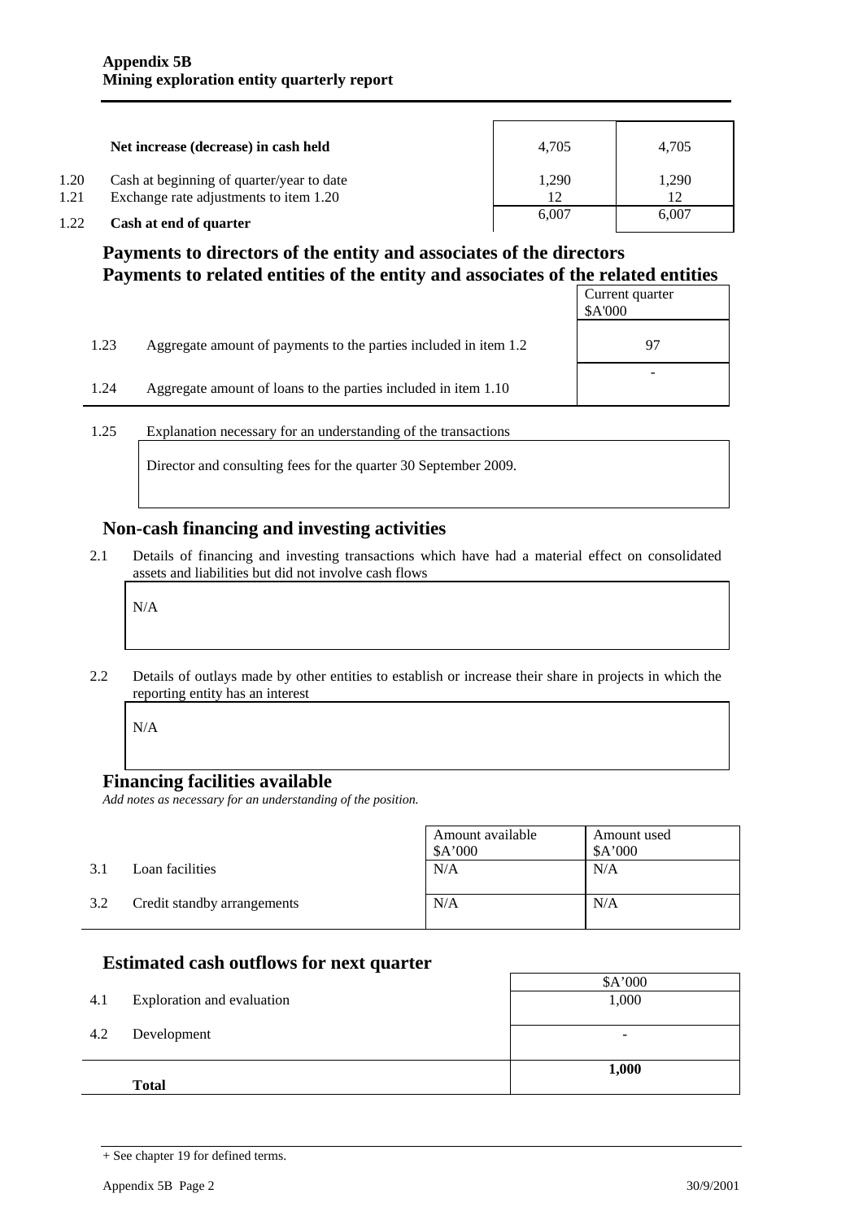| | | | |
|---|---|---|---|
| | **Net increase (decrease) in cash held** | 4,705 | 4,705 |
| 1.20 | Cash at beginning of quarter/year to date | 1,290 | 1,290 |
| 1.21 | Exchange rate adjustments to item 1.20 | 12 | 12 |
| 1.22 | **Cash at end of quarter** | 6,007 | 6,007 |

## Payments to directors of the entity and associates of the directors
## Payments to related entities of the entity and associates of the related entities

| | | Current quarter $A'000 |
|---|---|---|
| 1.23 | Aggregate amount of payments to the parties included in item 1.2 | 97 |
| 1.24 | Aggregate amount of loans to the parties included in item 1.10 | - |

1.25 Explanation necessary for an understanding of the transactions

Director and consulting fees for the quarter 30 September 2009.

## Non-cash financing and investing activities

2.1 Details of financing and investing transactions which have had a material effect on consolidated assets and liabilities but did not involve cash flows

N/A

2.2 Details of outlays made by other entities to establish or increase their share in projects in which the reporting entity has an interest

N/A

## Financing facilities available

*Add notes as necessary for an understanding of the position.*

| | | Amount available $A'000 | Amount used $A'000 |
|---|---|---|---|
| 3.1 | Loan facilities | N/A | N/A |
| 3.2 | Credit standby arrangements | N/A | N/A |

## Estimated cash outflows for next quarter

| | | $A'000 |
|---|---|---|
| 4.1 | Exploration and evaluation | 1,000 |
| 4.2 | Development | - |
| | **Total** | **1,000** |

+ See chapter 19 for defined terms.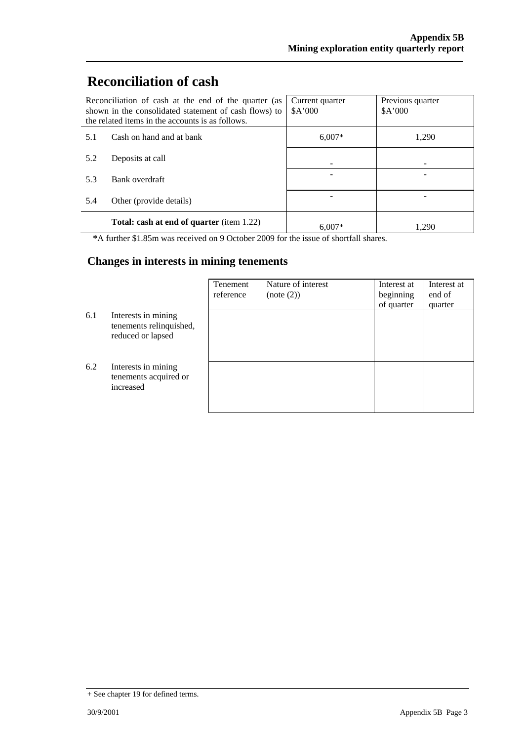# Reconciliation of cash

| Reconciliation of cash at the end of the quarter (as shown in the consolidated statement of cash flows) to the related items in the accounts is as follows. | | Current quarter $A'000 | Previous quarter $A'000 |
|---|---|---|---|
| 5.1 | Cash on hand and at bank | 6,007* | 1,290 |
| 5.2 | Deposits at call | - | - |
| 5.3 | Bank overdraft | - | - |
| 5.4 | Other (provide details) | - | - |
| | **Total: cash at end of quarter** (item 1.22) | 6,007* | 1,290 |

**\***A further $1.85m was received on 9 October 2009 for the issue of shortfall shares.

## Changes in interests in mining tenements

| | | Tenement reference | Nature of interest (note (2)) | Interest at beginning of quarter | Interest at end of quarter |
|---|---|---|---|---|---|
| 6.1 | Interests in mining tenements relinquished, reduced or lapsed | | | | |
| 6.2 | Interests in mining tenements acquired or increased | | | | |

+ See chapter 19 for defined terms.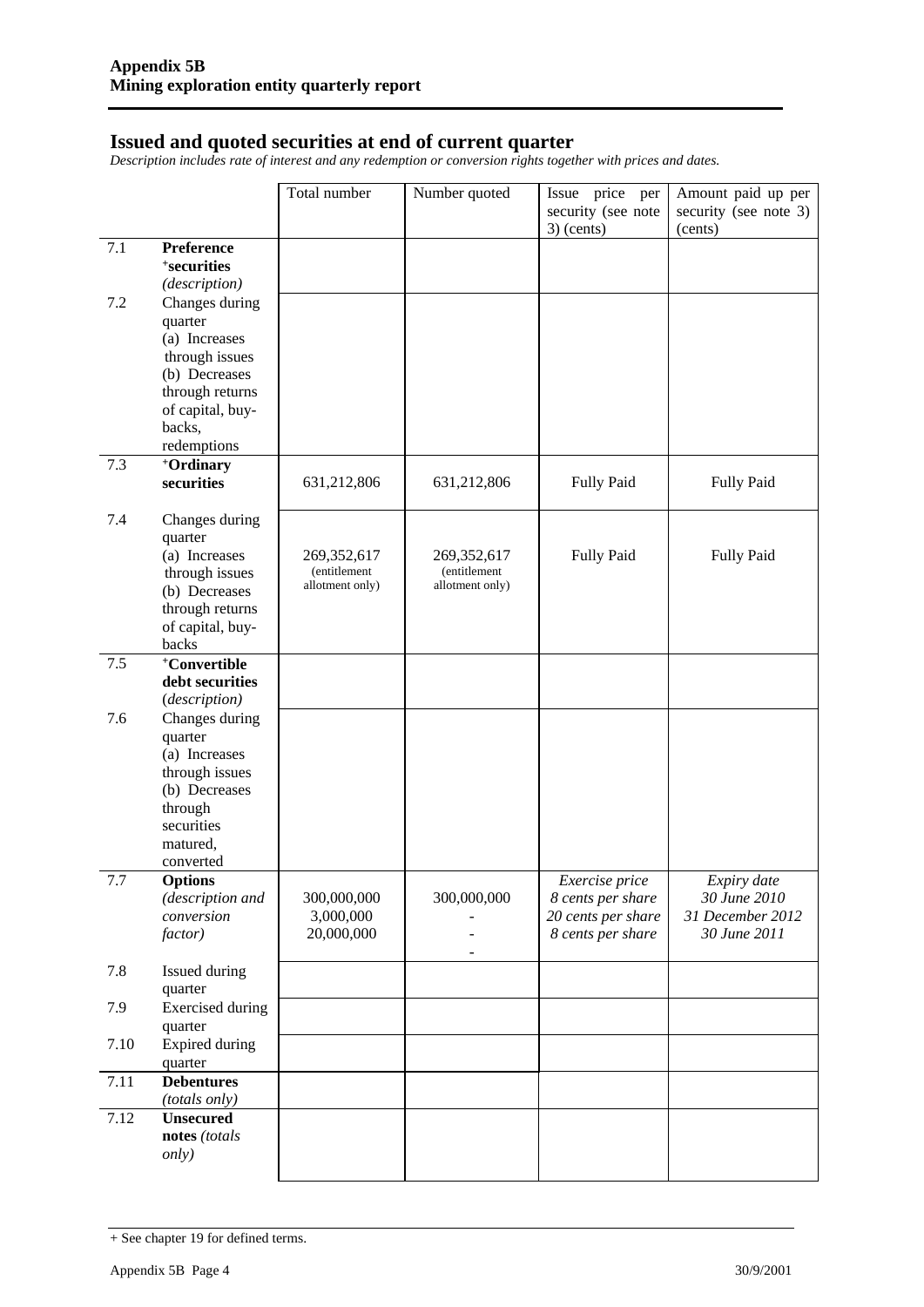## Issued and quoted securities at end of current quarter

*Description includes rate of interest and any redemption or conversion rights together with prices and dates.*

| | | Total number | Number quoted | Issue price per security (see note 3) (cents) | Amount paid up per security (see note 3) (cents) |
|---|---|---|---|---|---|
| 7.1 | **Preference** **+securities** *(description)* | | | | |
| 7.2 | Changes during quarter (a) Increases through issues (b) Decreases through returns of capital, buy-backs, redemptions | | | | |
| 7.3 | **+Ordinary securities** | 631,212,806 | 631,212,806 | Fully Paid | Fully Paid |
| 7.4 | Changes during quarter (a) Increases through issues (b) Decreases through returns of capital, buy-backs | 269,352,617 (entitlement allotment only) | 269,352,617 (entitlement allotment only) | Fully Paid | Fully Paid |
| 7.5 | **+Convertible debt securities** *(description)* | | | | |
| 7.6 | Changes during quarter (a) Increases through issues (b) Decreases through securities matured, converted | | | | |
| 7.7 | **Options** *(description and conversion factor)* | 300,000,000<br>3,000,000<br>20,000,000 | 300,000,000<br>-<br>- | *Exercise price*<br>*8 cents per share*<br>*20 cents per share*<br>*8 cents per share* | *Expiry date*<br>*30 June 2010*<br>*31 December 2012*<br>*30 June 2011* |
| 7.8 | Issued during quarter | | | | |
| 7.9 | Exercised during quarter | | | | |
| 7.10 | Expired during quarter | | | | |
| 7.11 | **Debentures** *(totals only)* | | | | |
| 7.12 | **Unsecured notes** *(totals only)* | | | | |

+ See chapter 19 for defined terms.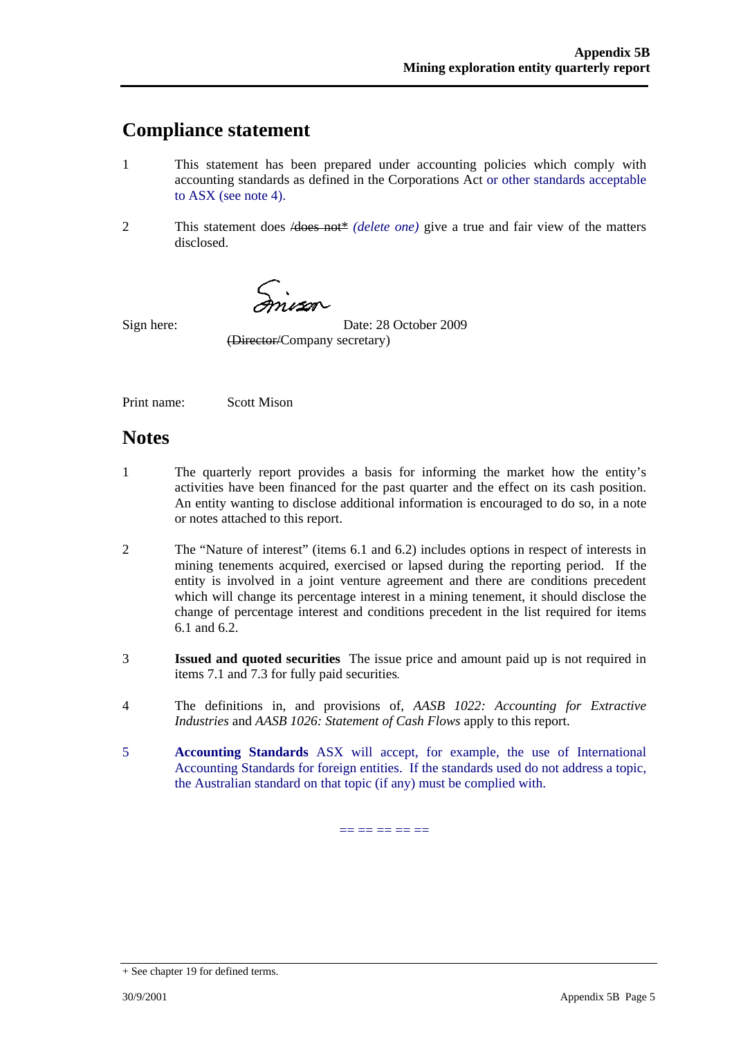## Compliance statement

1 This statement has been prepared under accounting policies which comply with accounting standards as defined in the Corporations Act or other standards acceptable to ASX (see note 4).

2 This statement does /~~does not*~~ *(delete one)* give a true and fair view of the matters disclosed.

Sign here: Date: 28 October 2009
(~~Director~~/Company secretary)

Print name: Scott Mison

## Notes

1 The quarterly report provides a basis for informing the market how the entity's activities have been financed for the past quarter and the effect on its cash position. An entity wanting to disclose additional information is encouraged to do so, in a note or notes attached to this report.

2 The "Nature of interest" (items 6.1 and 6.2) includes options in respect of interests in mining tenements acquired, exercised or lapsed during the reporting period. If the entity is involved in a joint venture agreement and there are conditions precedent which will change its percentage interest in a mining tenement, it should disclose the change of percentage interest and conditions precedent in the list required for items 6.1 and 6.2.

3 **Issued and quoted securities** The issue price and amount paid up is not required in items 7.1 and 7.3 for fully paid securities.

4 The definitions in, and provisions of, *AASB 1022: Accounting for Extractive Industries* and *AASB 1026: Statement of Cash Flows* apply to this report.

5 **Accounting Standards** ASX will accept, for example, the use of International Accounting Standards for foreign entities. If the standards used do not address a topic, the Australian standard on that topic (if any) must be complied with.

== == == == ==

+ See chapter 19 for defined terms.